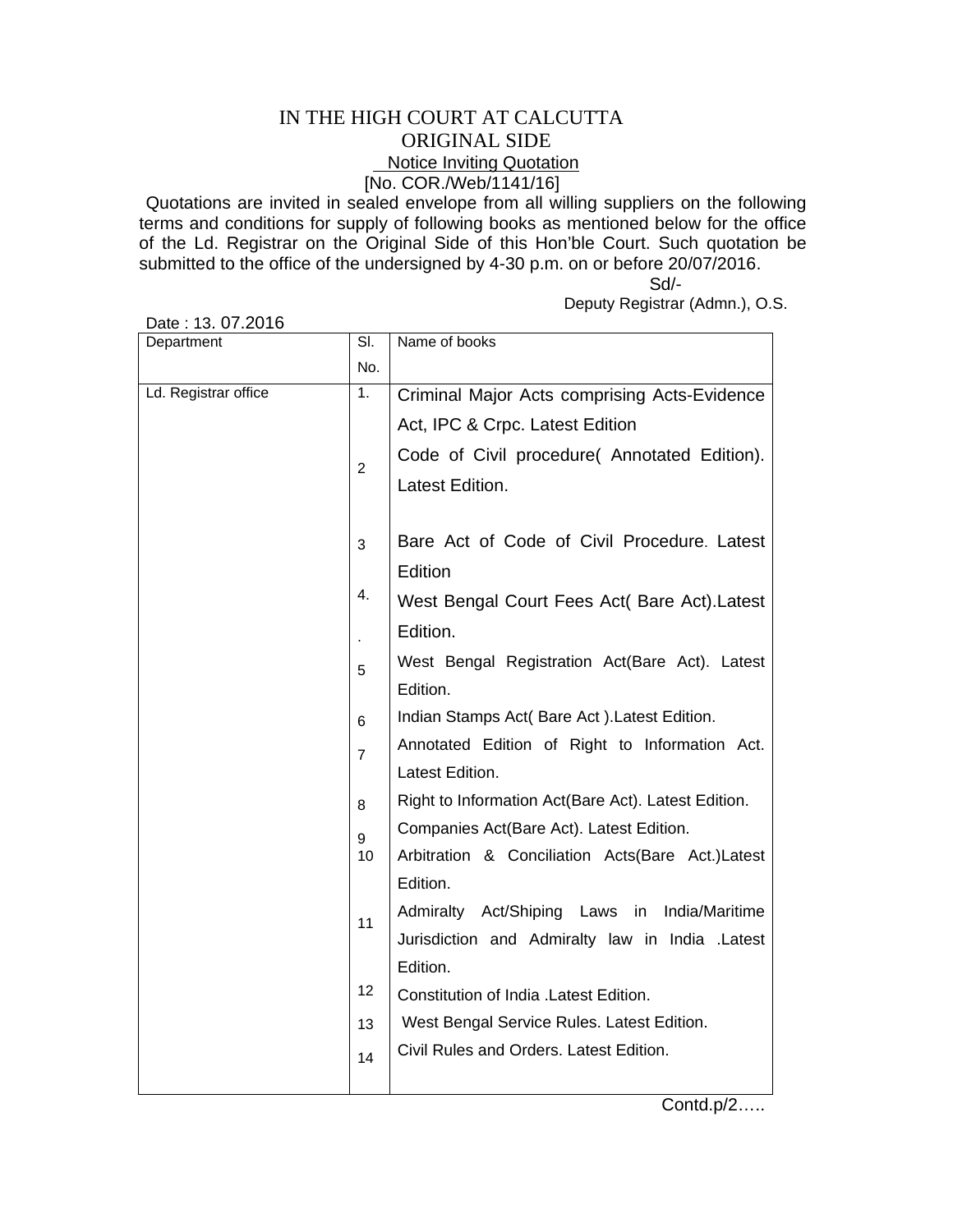# IN THE HIGH COURT AT CALCUTTA

## ORIGINAL SIDE

Notice Inviting Quotation

[No. COR./Web/1141/16]

Quotations are invited in sealed envelope from all willing suppliers on the following terms and conditions for supply of following books as mentioned below for the office of the Ld. Registrar on the Original Side of this Hon'ble Court. Such quotation be submitted to the office of the undersigned by 4-30 p.m. on or before 20/07/2016.

Sd/-

Deputy Registrar (Admn.), O.S.

Date : 13. 07.2016

| Department | Sl. No. | Name of books |
|---|---|---|
| Ld. Registrar office | 1. | Criminal Major Acts comprising Acts-Evidence Act, IPC & Crpc. Latest Edition |
| | 2 | Code of Civil procedure( Annotated Edition). Latest Edition. |
| | 3 | Bare Act of Code of Civil Procedure. Latest Edition |
| | 4. | West Bengal Court Fees Act( Bare Act).Latest Edition. |
| | 5 | West Bengal Registration Act(Bare Act). Latest Edition. |
| | 6 | Indian Stamps Act( Bare Act ).Latest Edition. |
| | 7 | Annotated Edition of Right to Information Act. Latest Edition. |
| | 8 | Right to Information Act(Bare Act). Latest Edition. |
| | 9 | Companies Act(Bare Act). Latest Edition. |
| | 10 | Arbitration & Conciliation Acts(Bare Act.)Latest Edition. |
| | 11 | Admiralty Act/Shiping Laws in India/Maritime Jurisdiction and Admiralty law in India .Latest Edition. |
| | 12 | Constitution of India .Latest Edition. |
| | 13 | West Bengal Service Rules. Latest Edition. |
| | 14 | Civil Rules and Orders. Latest Edition. |

Contd.p/2…..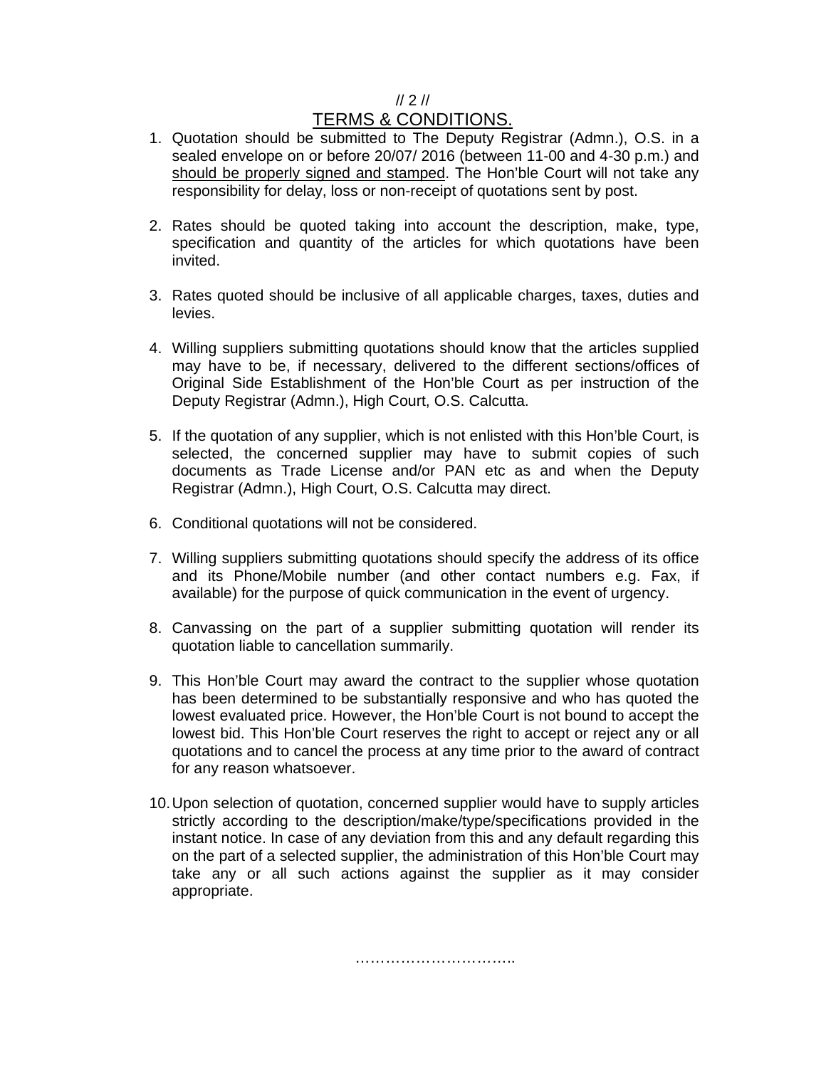## TERMS & CONDITIONS.

1. Quotation should be submitted to The Deputy Registrar (Admn.), O.S. in a sealed envelope on or before 20/07/ 2016 (between 11-00 and 4-30 p.m.) and <u>should be properly signed and stamped</u>. The Hon'ble Court will not take any responsibility for delay, loss or non-receipt of quotations sent by post.

2. Rates should be quoted taking into account the description, make, type, specification and quantity of the articles for which quotations have been invited.

3. Rates quoted should be inclusive of all applicable charges, taxes, duties and levies.

4. Willing suppliers submitting quotations should know that the articles supplied may have to be, if necessary, delivered to the different sections/offices of Original Side Establishment of the Hon'ble Court as per instruction of the Deputy Registrar (Admn.), High Court, O.S. Calcutta.

5. If the quotation of any supplier, which is not enlisted with this Hon'ble Court, is selected, the concerned supplier may have to submit copies of such documents as Trade License and/or PAN etc as and when the Deputy Registrar (Admn.), High Court, O.S. Calcutta may direct.

6. Conditional quotations will not be considered.

7. Willing suppliers submitting quotations should specify the address of its office and its Phone/Mobile number (and other contact numbers e.g. Fax, if available) for the purpose of quick communication in the event of urgency.

8. Canvassing on the part of a supplier submitting quotation will render its quotation liable to cancellation summarily.

9. This Hon'ble Court may award the contract to the supplier whose quotation has been determined to be substantially responsive and who has quoted the lowest evaluated price. However, the Hon'ble Court is not bound to accept the lowest bid. This Hon'ble Court reserves the right to accept or reject any or all quotations and to cancel the process at any time prior to the award of contract for any reason whatsoever.

10. Upon selection of quotation, concerned supplier would have to supply articles strictly according to the description/make/type/specifications provided in the instant notice. In case of any deviation from this and any default regarding this on the part of a selected supplier, the administration of this Hon'ble Court may take any or all such actions against the supplier as it may consider appropriate.

…………………………..